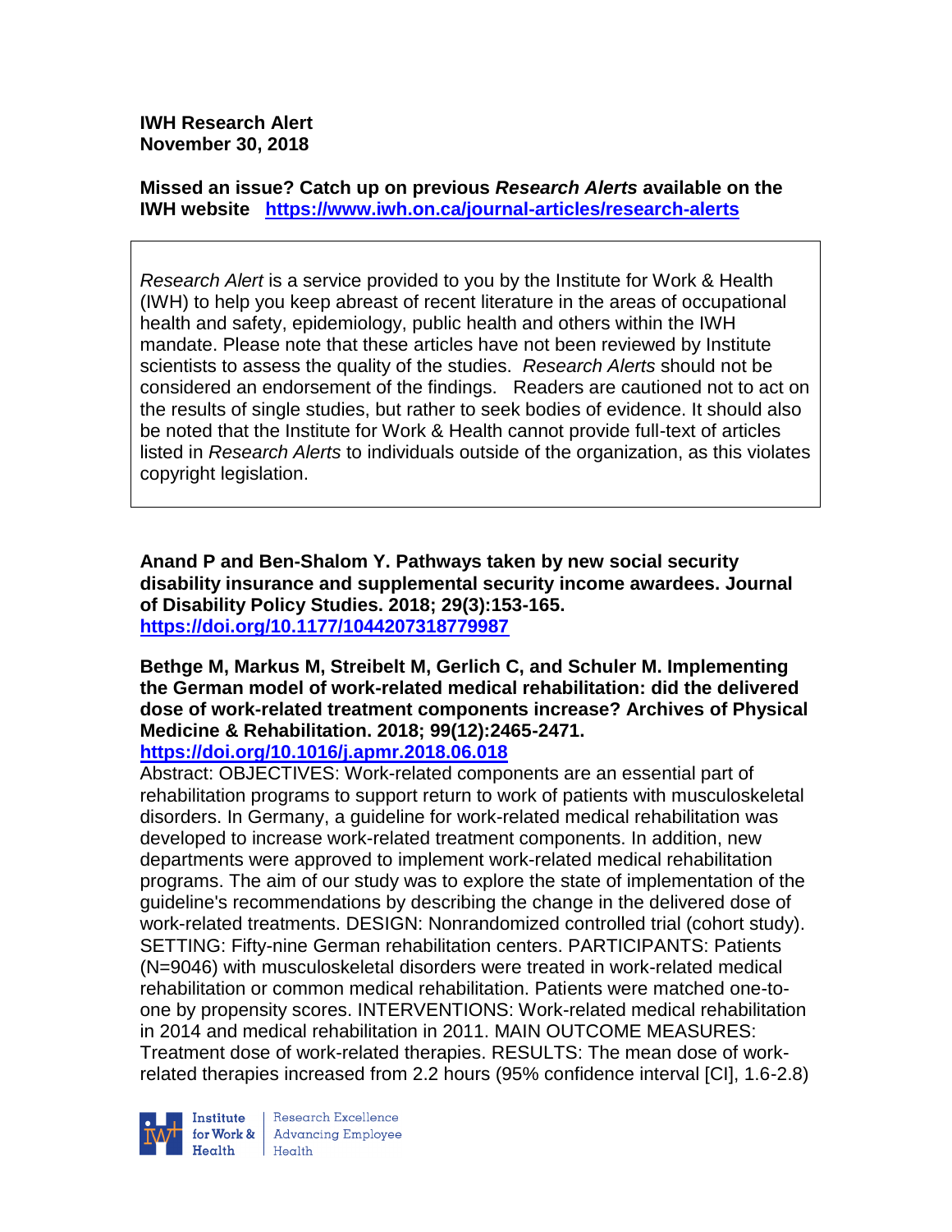**IWH Research Alert**
**November 30, 2018**

**Missed an issue? Catch up on previous *Research Alerts* available on the IWH website** https://www.iwh.on.ca/journal-articles/research-alerts

*Research Alert* is a service provided to you by the Institute for Work & Health (IWH) to help you keep abreast of recent literature in the areas of occupational health and safety, epidemiology, public health and others within the IWH mandate. Please note that these articles have not been reviewed by Institute scientists to assess the quality of the studies. *Research Alerts* should not be considered an endorsement of the findings. Readers are cautioned not to act on the results of single studies, but rather to seek bodies of evidence. It should also be noted that the Institute for Work & Health cannot provide full-text of articles listed in *Research Alerts* to individuals outside of the organization, as this violates copyright legislation.

**Anand P and Ben-Shalom Y. Pathways taken by new social security disability insurance and supplemental security income awardees. Journal of Disability Policy Studies. 2018; 29(3):153-165.**
https://doi.org/10.1177/1044207318779987

**Bethge M, Markus M, Streibelt M, Gerlich C, and Schuler M. Implementing the German model of work-related medical rehabilitation: did the delivered dose of work-related treatment components increase? Archives of Physical Medicine & Rehabilitation. 2018; 99(12):2465-2471.**
https://doi.org/10.1016/j.apmr.2018.06.018
Abstract: OBJECTIVES: Work-related components are an essential part of rehabilitation programs to support return to work of patients with musculoskeletal disorders. In Germany, a guideline for work-related medical rehabilitation was developed to increase work-related treatment components. In addition, new departments were approved to implement work-related medical rehabilitation programs. The aim of our study was to explore the state of implementation of the guideline's recommendations by describing the change in the delivered dose of work-related treatments. DESIGN: Nonrandomized controlled trial (cohort study). SETTING: Fifty-nine German rehabilitation centers. PARTICIPANTS: Patients (N=9046) with musculoskeletal disorders were treated in work-related medical rehabilitation or common medical rehabilitation. Patients were matched one-to-one by propensity scores. INTERVENTIONS: Work-related medical rehabilitation in 2014 and medical rehabilitation in 2011. MAIN OUTCOME MEASURES: Treatment dose of work-related therapies. RESULTS: The mean dose of work-related therapies increased from 2.2 hours (95% confidence interval [CI], 1.6-2.8)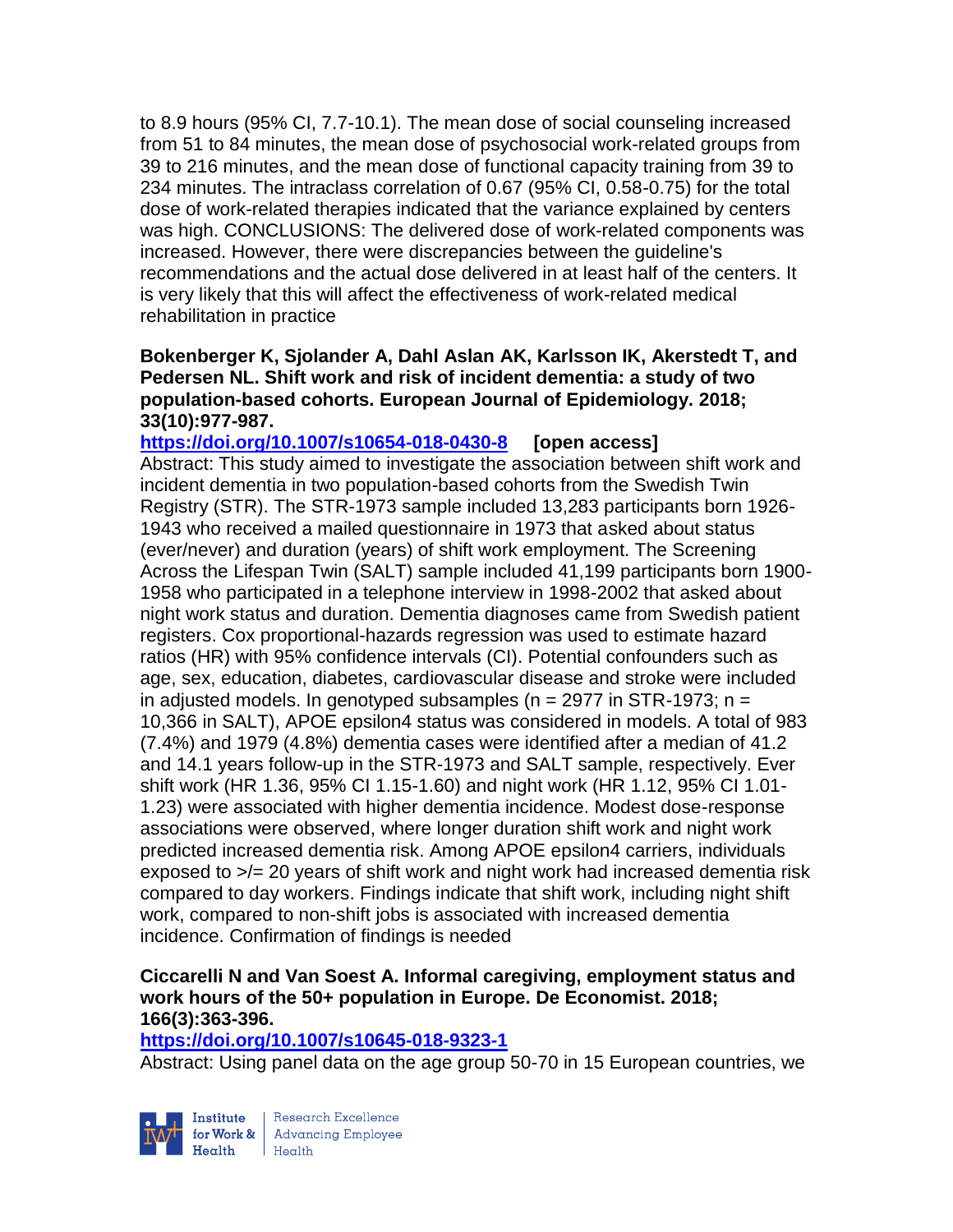to 8.9 hours (95% CI, 7.7-10.1). The mean dose of social counseling increased from 51 to 84 minutes, the mean dose of psychosocial work-related groups from 39 to 216 minutes, and the mean dose of functional capacity training from 39 to 234 minutes. The intraclass correlation of 0.67 (95% CI, 0.58-0.75) for the total dose of work-related therapies indicated that the variance explained by centers was high. CONCLUSIONS: The delivered dose of work-related components was increased. However, there were discrepancies between the guideline's recommendations and the actual dose delivered in at least half of the centers. It is very likely that this will affect the effectiveness of work-related medical rehabilitation in practice

**Bokenberger K, Sjolander A, Dahl Aslan AK, Karlsson IK, Akerstedt T, and Pedersen NL. Shift work and risk of incident dementia: a study of two population-based cohorts. European Journal of Epidemiology. 2018; 33(10):977-987.**

**https://doi.org/10.1007/s10654-018-0430-8 [open access]**

Abstract: This study aimed to investigate the association between shift work and incident dementia in two population-based cohorts from the Swedish Twin Registry (STR). The STR-1973 sample included 13,283 participants born 1926-1943 who received a mailed questionnaire in 1973 that asked about status (ever/never) and duration (years) of shift work employment. The Screening Across the Lifespan Twin (SALT) sample included 41,199 participants born 1900-1958 who participated in a telephone interview in 1998-2002 that asked about night work status and duration. Dementia diagnoses came from Swedish patient registers. Cox proportional-hazards regression was used to estimate hazard ratios (HR) with 95% confidence intervals (CI). Potential confounders such as age, sex, education, diabetes, cardiovascular disease and stroke were included in adjusted models. In genotyped subsamples (n = 2977 in STR-1973; n = 10,366 in SALT), APOE epsilon4 status was considered in models. A total of 983 (7.4%) and 1979 (4.8%) dementia cases were identified after a median of 41.2 and 14.1 years follow-up in the STR-1973 and SALT sample, respectively. Ever shift work (HR 1.36, 95% CI 1.15-1.60) and night work (HR 1.12, 95% CI 1.01-1.23) were associated with higher dementia incidence. Modest dose-response associations were observed, where longer duration shift work and night work predicted increased dementia risk. Among APOE epsilon4 carriers, individuals exposed to >/= 20 years of shift work and night work had increased dementia risk compared to day workers. Findings indicate that shift work, including night shift work, compared to non-shift jobs is associated with increased dementia incidence. Confirmation of findings is needed

**Ciccarelli N and Van Soest A. Informal caregiving, employment status and work hours of the 50+ population in Europe. De Economist. 2018; 166(3):363-396.**

**https://doi.org/10.1007/s10645-018-9323-1**

Abstract: Using panel data on the age group 50-70 in 15 European countries, we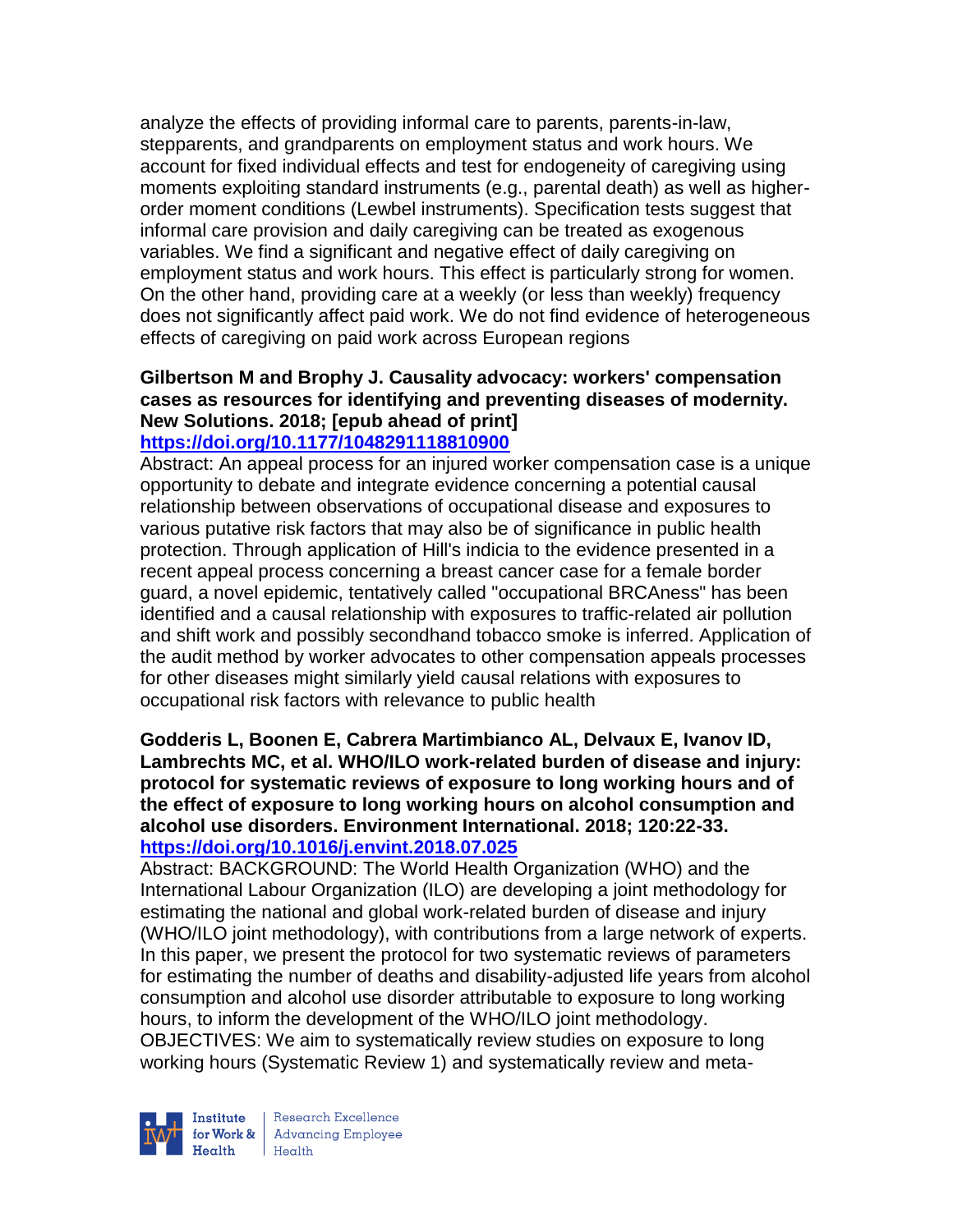analyze the effects of providing informal care to parents, parents-in-law, stepparents, and grandparents on employment status and work hours. We account for fixed individual effects and test for endogeneity of caregiving using moments exploiting standard instruments (e.g., parental death) as well as higher-order moment conditions (Lewbel instruments). Specification tests suggest that informal care provision and daily caregiving can be treated as exogenous variables. We find a significant and negative effect of daily caregiving on employment status and work hours. This effect is particularly strong for women. On the other hand, providing care at a weekly (or less than weekly) frequency does not significantly affect paid work. We do not find evidence of heterogeneous effects of caregiving on paid work across European regions

**Gilbertson M and Brophy J. Causality advocacy: workers' compensation cases as resources for identifying and preventing diseases of modernity. New Solutions. 2018; [epub ahead of print]**
**https://doi.org/10.1177/1048291118810900**

Abstract: An appeal process for an injured worker compensation case is a unique opportunity to debate and integrate evidence concerning a potential causal relationship between observations of occupational disease and exposures to various putative risk factors that may also be of significance in public health protection. Through application of Hill's indicia to the evidence presented in a recent appeal process concerning a breast cancer case for a female border guard, a novel epidemic, tentatively called "occupational BRCAness" has been identified and a causal relationship with exposures to traffic-related air pollution and shift work and possibly secondhand tobacco smoke is inferred. Application of the audit method by worker advocates to other compensation appeals processes for other diseases might similarly yield causal relations with exposures to occupational risk factors with relevance to public health

**Godderis L, Boonen E, Cabrera Martimbianco AL, Delvaux E, Ivanov ID, Lambrechts MC, et al. WHO/ILO work-related burden of disease and injury: protocol for systematic reviews of exposure to long working hours and of the effect of exposure to long working hours on alcohol consumption and alcohol use disorders. Environment International. 2018; 120:22-33.**
**https://doi.org/10.1016/j.envint.2018.07.025**

Abstract: BACKGROUND: The World Health Organization (WHO) and the International Labour Organization (ILO) are developing a joint methodology for estimating the national and global work-related burden of disease and injury (WHO/ILO joint methodology), with contributions from a large network of experts. In this paper, we present the protocol for two systematic reviews of parameters for estimating the number of deaths and disability-adjusted life years from alcohol consumption and alcohol use disorder attributable to exposure to long working hours, to inform the development of the WHO/ILO joint methodology. OBJECTIVES: We aim to systematically review studies on exposure to long working hours (Systematic Review 1) and systematically review and meta-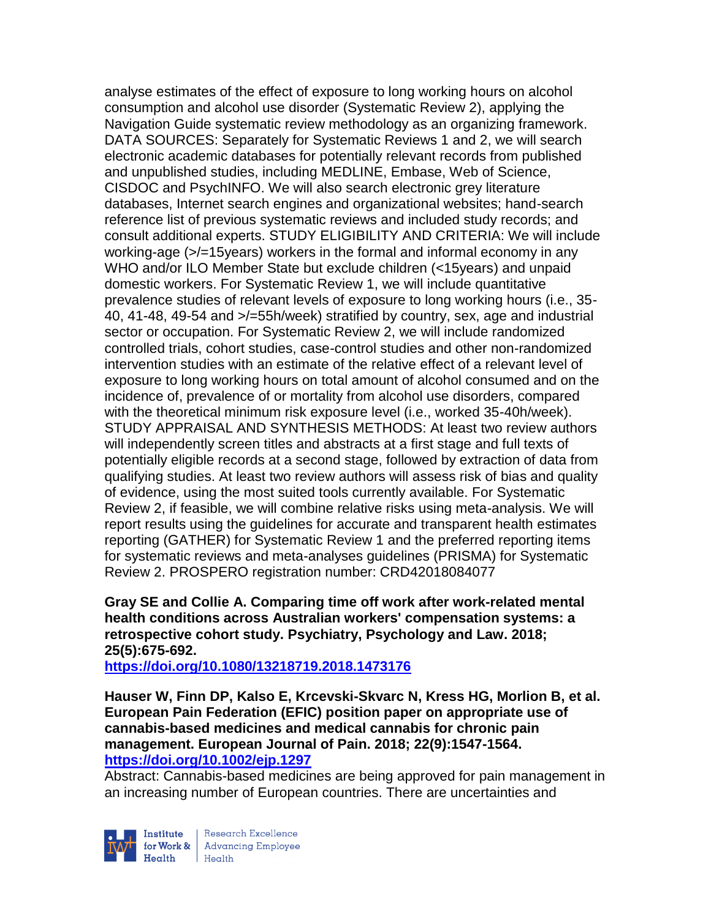analyse estimates of the effect of exposure to long working hours on alcohol consumption and alcohol use disorder (Systematic Review 2), applying the Navigation Guide systematic review methodology as an organizing framework. DATA SOURCES: Separately for Systematic Reviews 1 and 2, we will search electronic academic databases for potentially relevant records from published and unpublished studies, including MEDLINE, Embase, Web of Science, CISDOC and PsychINFO. We will also search electronic grey literature databases, Internet search engines and organizational websites; hand-search reference list of previous systematic reviews and included study records; and consult additional experts. STUDY ELIGIBILITY AND CRITERIA: We will include working-age (>/=15years) workers in the formal and informal economy in any WHO and/or ILO Member State but exclude children (<15years) and unpaid domestic workers. For Systematic Review 1, we will include quantitative prevalence studies of relevant levels of exposure to long working hours (i.e., 35-40, 41-48, 49-54 and >/=55h/week) stratified by country, sex, age and industrial sector or occupation. For Systematic Review 2, we will include randomized controlled trials, cohort studies, case-control studies and other non-randomized intervention studies with an estimate of the relative effect of a relevant level of exposure to long working hours on total amount of alcohol consumed and on the incidence of, prevalence of or mortality from alcohol use disorders, compared with the theoretical minimum risk exposure level (i.e., worked 35-40h/week). STUDY APPRAISAL AND SYNTHESIS METHODS: At least two review authors will independently screen titles and abstracts at a first stage and full texts of potentially eligible records at a second stage, followed by extraction of data from qualifying studies. At least two review authors will assess risk of bias and quality of evidence, using the most suited tools currently available. For Systematic Review 2, if feasible, we will combine relative risks using meta-analysis. We will report results using the guidelines for accurate and transparent health estimates reporting (GATHER) for Systematic Review 1 and the preferred reporting items for systematic reviews and meta-analyses guidelines (PRISMA) for Systematic Review 2. PROSPERO registration number: CRD42018084077

**Gray SE and Collie A. Comparing time off work after work-related mental health conditions across Australian workers' compensation systems: a retrospective cohort study. Psychiatry, Psychology and Law. 2018; 25(5):675-692.**
**https://doi.org/10.1080/13218719.2018.1473176**

**Hauser W, Finn DP, Kalso E, Krcevski-Skvarc N, Kress HG, Morlion B, et al. European Pain Federation (EFIC) position paper on appropriate use of cannabis-based medicines and medical cannabis for chronic pain management. European Journal of Pain. 2018; 22(9):1547-1564.**
**https://doi.org/10.1002/ejp.1297**

Abstract: Cannabis-based medicines are being approved for pain management in an increasing number of European countries. There are uncertainties and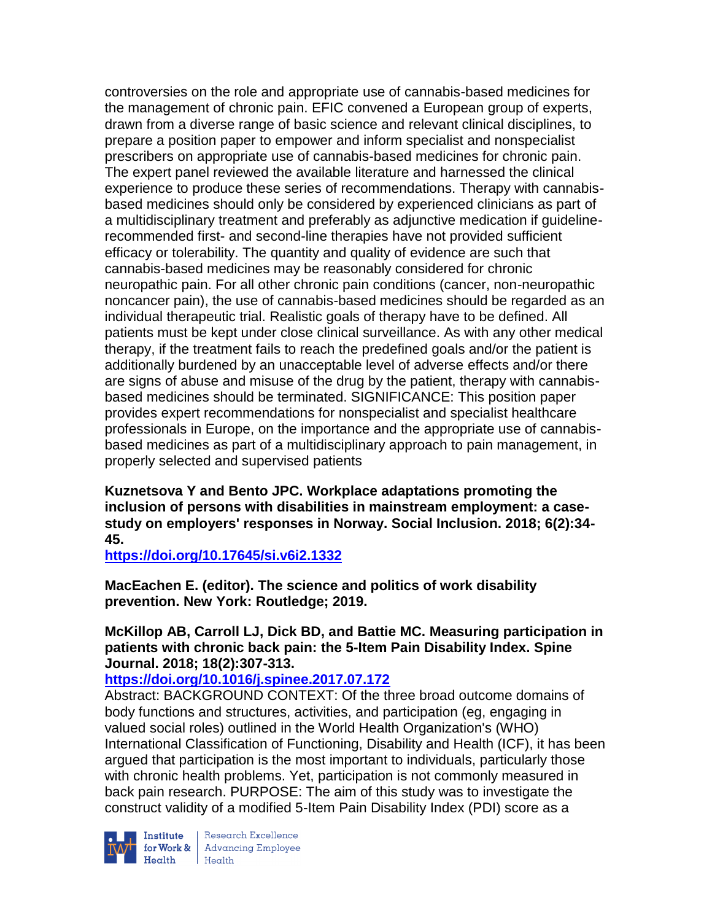controversies on the role and appropriate use of cannabis-based medicines for the management of chronic pain. EFIC convened a European group of experts, drawn from a diverse range of basic science and relevant clinical disciplines, to prepare a position paper to empower and inform specialist and nonspecialist prescribers on appropriate use of cannabis-based medicines for chronic pain. The expert panel reviewed the available literature and harnessed the clinical experience to produce these series of recommendations. Therapy with cannabis-based medicines should only be considered by experienced clinicians as part of a multidisciplinary treatment and preferably as adjunctive medication if guideline-recommended first- and second-line therapies have not provided sufficient efficacy or tolerability. The quantity and quality of evidence are such that cannabis-based medicines may be reasonably considered for chronic neuropathic pain. For all other chronic pain conditions (cancer, non-neuropathic noncancer pain), the use of cannabis-based medicines should be regarded as an individual therapeutic trial. Realistic goals of therapy have to be defined. All patients must be kept under close clinical surveillance. As with any other medical therapy, if the treatment fails to reach the predefined goals and/or the patient is additionally burdened by an unacceptable level of adverse effects and/or there are signs of abuse and misuse of the drug by the patient, therapy with cannabis-based medicines should be terminated. SIGNIFICANCE: This position paper provides expert recommendations for nonspecialist and specialist healthcare professionals in Europe, on the importance and the appropriate use of cannabis-based medicines as part of a multidisciplinary approach to pain management, in properly selected and supervised patients

**Kuznetsova Y and Bento JPC. Workplace adaptations promoting the inclusion of persons with disabilities in mainstream employment: a case-study on employers' responses in Norway. Social Inclusion. 2018; 6(2):34-45.**
**https://doi.org/10.17645/si.v6i2.1332**

**MacEachen E. (editor). The science and politics of work disability prevention. New York: Routledge; 2019.**

**McKillop AB, Carroll LJ, Dick BD, and Battie MC. Measuring participation in patients with chronic back pain: the 5-Item Pain Disability Index. Spine Journal. 2018; 18(2):307-313.**
**https://doi.org/10.1016/j.spinee.2017.07.172**
Abstract: BACKGROUND CONTEXT: Of the three broad outcome domains of body functions and structures, activities, and participation (eg, engaging in valued social roles) outlined in the World Health Organization's (WHO) International Classification of Functioning, Disability and Health (ICF), it has been argued that participation is the most important to individuals, particularly those with chronic health problems. Yet, participation is not commonly measured in back pain research. PURPOSE: The aim of this study was to investigate the construct validity of a modified 5-Item Pain Disability Index (PDI) score as a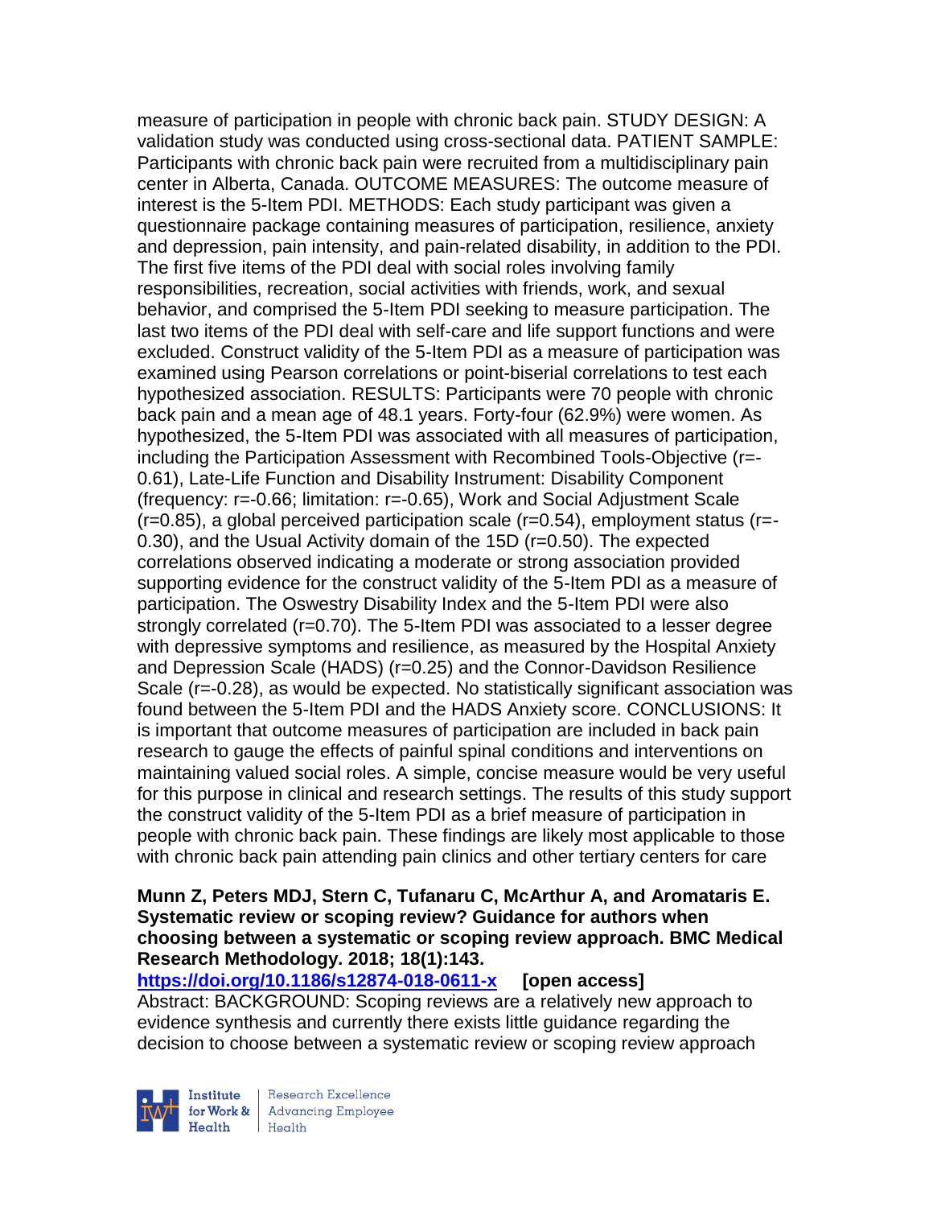measure of participation in people with chronic back pain. STUDY DESIGN: A validation study was conducted using cross-sectional data. PATIENT SAMPLE: Participants with chronic back pain were recruited from a multidisciplinary pain center in Alberta, Canada. OUTCOME MEASURES: The outcome measure of interest is the 5-Item PDI. METHODS: Each study participant was given a questionnaire package containing measures of participation, resilience, anxiety and depression, pain intensity, and pain-related disability, in addition to the PDI. The first five items of the PDI deal with social roles involving family responsibilities, recreation, social activities with friends, work, and sexual behavior, and comprised the 5-Item PDI seeking to measure participation. The last two items of the PDI deal with self-care and life support functions and were excluded. Construct validity of the 5-Item PDI as a measure of participation was examined using Pearson correlations or point-biserial correlations to test each hypothesized association. RESULTS: Participants were 70 people with chronic back pain and a mean age of 48.1 years. Forty-four (62.9%) were women. As hypothesized, the 5-Item PDI was associated with all measures of participation, including the Participation Assessment with Recombined Tools-Objective (r=-0.61), Late-Life Function and Disability Instrument: Disability Component (frequency: r=-0.66; limitation: r=-0.65), Work and Social Adjustment Scale (r=0.85), a global perceived participation scale (r=0.54), employment status (r=-0.30), and the Usual Activity domain of the 15D (r=0.50). The expected correlations observed indicating a moderate or strong association provided supporting evidence for the construct validity of the 5-Item PDI as a measure of participation. The Oswestry Disability Index and the 5-Item PDI were also strongly correlated (r=0.70). The 5-Item PDI was associated to a lesser degree with depressive symptoms and resilience, as measured by the Hospital Anxiety and Depression Scale (HADS) (r=0.25) and the Connor-Davidson Resilience Scale (r=-0.28), as would be expected. No statistically significant association was found between the 5-Item PDI and the HADS Anxiety score. CONCLUSIONS: It is important that outcome measures of participation are included in back pain research to gauge the effects of painful spinal conditions and interventions on maintaining valued social roles. A simple, concise measure would be very useful for this purpose in clinical and research settings. The results of this study support the construct validity of the 5-Item PDI as a brief measure of participation in people with chronic back pain. These findings are likely most applicable to those with chronic back pain attending pain clinics and other tertiary centers for care

**Munn Z, Peters MDJ, Stern C, Tufanaru C, McArthur A, and Aromataris E. Systematic review or scoping review? Guidance for authors when choosing between a systematic or scoping review approach. BMC Medical Research Methodology. 2018; 18(1):143.**
**https://doi.org/10.1186/s12874-018-0611-x** **[open access]**
Abstract: BACKGROUND: Scoping reviews are a relatively new approach to evidence synthesis and currently there exists little guidance regarding the decision to choose between a systematic review or scoping review approach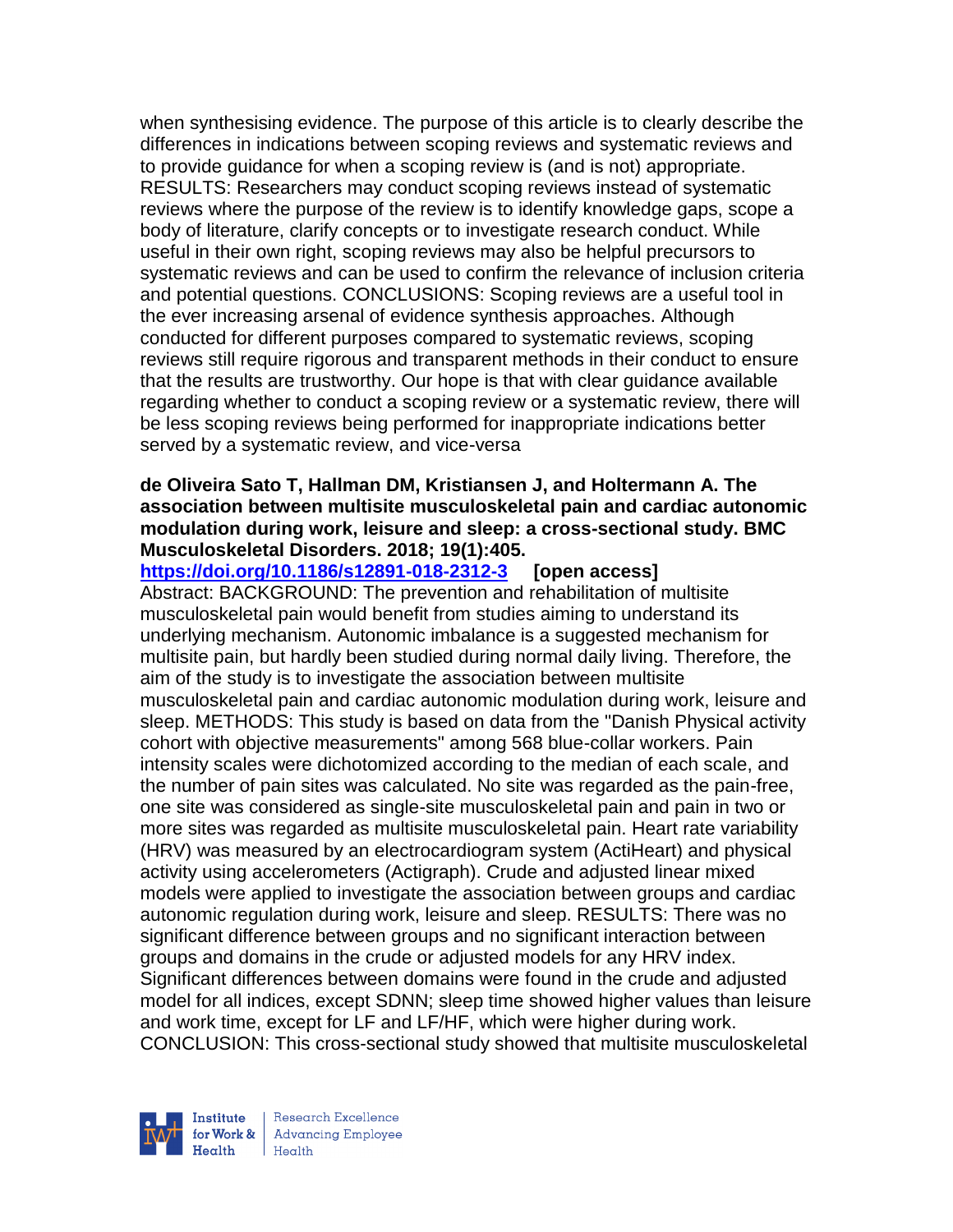when synthesising evidence. The purpose of this article is to clearly describe the differences in indications between scoping reviews and systematic reviews and to provide guidance for when a scoping review is (and is not) appropriate. RESULTS: Researchers may conduct scoping reviews instead of systematic reviews where the purpose of the review is to identify knowledge gaps, scope a body of literature, clarify concepts or to investigate research conduct. While useful in their own right, scoping reviews may also be helpful precursors to systematic reviews and can be used to confirm the relevance of inclusion criteria and potential questions. CONCLUSIONS: Scoping reviews are a useful tool in the ever increasing arsenal of evidence synthesis approaches. Although conducted for different purposes compared to systematic reviews, scoping reviews still require rigorous and transparent methods in their conduct to ensure that the results are trustworthy. Our hope is that with clear guidance available regarding whether to conduct a scoping review or a systematic review, there will be less scoping reviews being performed for inappropriate indications better served by a systematic review, and vice-versa

**de Oliveira Sato T, Hallman DM, Kristiansen J, and Holtermann A. The association between multisite musculoskeletal pain and cardiac autonomic modulation during work, leisure and sleep: a cross-sectional study. BMC Musculoskeletal Disorders. 2018; 19(1):405.**
**https://doi.org/10.1186/s12891-018-2312-3 [open access]**
Abstract: BACKGROUND: The prevention and rehabilitation of multisite musculoskeletal pain would benefit from studies aiming to understand its underlying mechanism. Autonomic imbalance is a suggested mechanism for multisite pain, but hardly been studied during normal daily living. Therefore, the aim of the study is to investigate the association between multisite musculoskeletal pain and cardiac autonomic modulation during work, leisure and sleep. METHODS: This study is based on data from the "Danish Physical activity cohort with objective measurements" among 568 blue-collar workers. Pain intensity scales were dichotomized according to the median of each scale, and the number of pain sites was calculated. No site was regarded as the pain-free, one site was considered as single-site musculoskeletal pain and pain in two or more sites was regarded as multisite musculoskeletal pain. Heart rate variability (HRV) was measured by an electrocardiogram system (ActiHeart) and physical activity using accelerometers (Actigraph). Crude and adjusted linear mixed models were applied to investigate the association between groups and cardiac autonomic regulation during work, leisure and sleep. RESULTS: There was no significant difference between groups and no significant interaction between groups and domains in the crude or adjusted models for any HRV index. Significant differences between domains were found in the crude and adjusted model for all indices, except SDNN; sleep time showed higher values than leisure and work time, except for LF and LF/HF, which were higher during work. CONCLUSION: This cross-sectional study showed that multisite musculoskeletal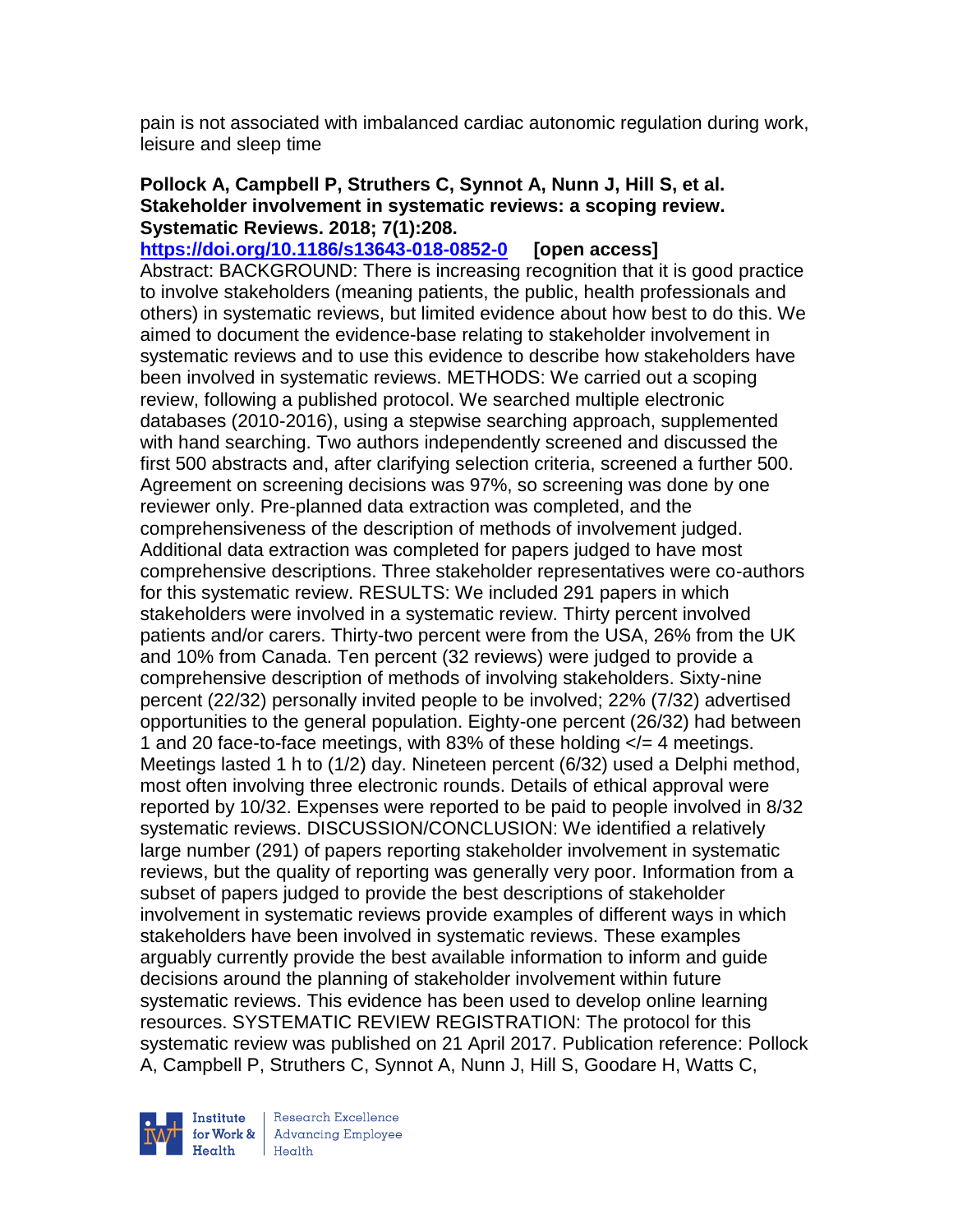pain is not associated with imbalanced cardiac autonomic regulation during work, leisure and sleep time

**Pollock A, Campbell P, Struthers C, Synnot A, Nunn J, Hill S, et al. Stakeholder involvement in systematic reviews: a scoping review. Systematic Reviews. 2018; 7(1):208.**

**https://doi.org/10.1186/s13643-018-0852-0 [open access]**

Abstract: BACKGROUND: There is increasing recognition that it is good practice to involve stakeholders (meaning patients, the public, health professionals and others) in systematic reviews, but limited evidence about how best to do this. We aimed to document the evidence-base relating to stakeholder involvement in systematic reviews and to use this evidence to describe how stakeholders have been involved in systematic reviews. METHODS: We carried out a scoping review, following a published protocol. We searched multiple electronic databases (2010-2016), using a stepwise searching approach, supplemented with hand searching. Two authors independently screened and discussed the first 500 abstracts and, after clarifying selection criteria, screened a further 500. Agreement on screening decisions was 97%, so screening was done by one reviewer only. Pre-planned data extraction was completed, and the comprehensiveness of the description of methods of involvement judged. Additional data extraction was completed for papers judged to have most comprehensive descriptions. Three stakeholder representatives were co-authors for this systematic review. RESULTS: We included 291 papers in which stakeholders were involved in a systematic review. Thirty percent involved patients and/or carers. Thirty-two percent were from the USA, 26% from the UK and 10% from Canada. Ten percent (32 reviews) were judged to provide a comprehensive description of methods of involving stakeholders. Sixty-nine percent (22/32) personally invited people to be involved; 22% (7/32) advertised opportunities to the general population. Eighty-one percent (26/32) had between 1 and 20 face-to-face meetings, with 83% of these holding </= 4 meetings. Meetings lasted 1 h to (1/2) day. Nineteen percent (6/32) used a Delphi method, most often involving three electronic rounds. Details of ethical approval were reported by 10/32. Expenses were reported to be paid to people involved in 8/32 systematic reviews. DISCUSSION/CONCLUSION: We identified a relatively large number (291) of papers reporting stakeholder involvement in systematic reviews, but the quality of reporting was generally very poor. Information from a subset of papers judged to provide the best descriptions of stakeholder involvement in systematic reviews provide examples of different ways in which stakeholders have been involved in systematic reviews. These examples arguably currently provide the best available information to inform and guide decisions around the planning of stakeholder involvement within future systematic reviews. This evidence has been used to develop online learning resources. SYSTEMATIC REVIEW REGISTRATION: The protocol for this systematic review was published on 21 April 2017. Publication reference: Pollock A, Campbell P, Struthers C, Synnot A, Nunn J, Hill S, Goodare H, Watts C,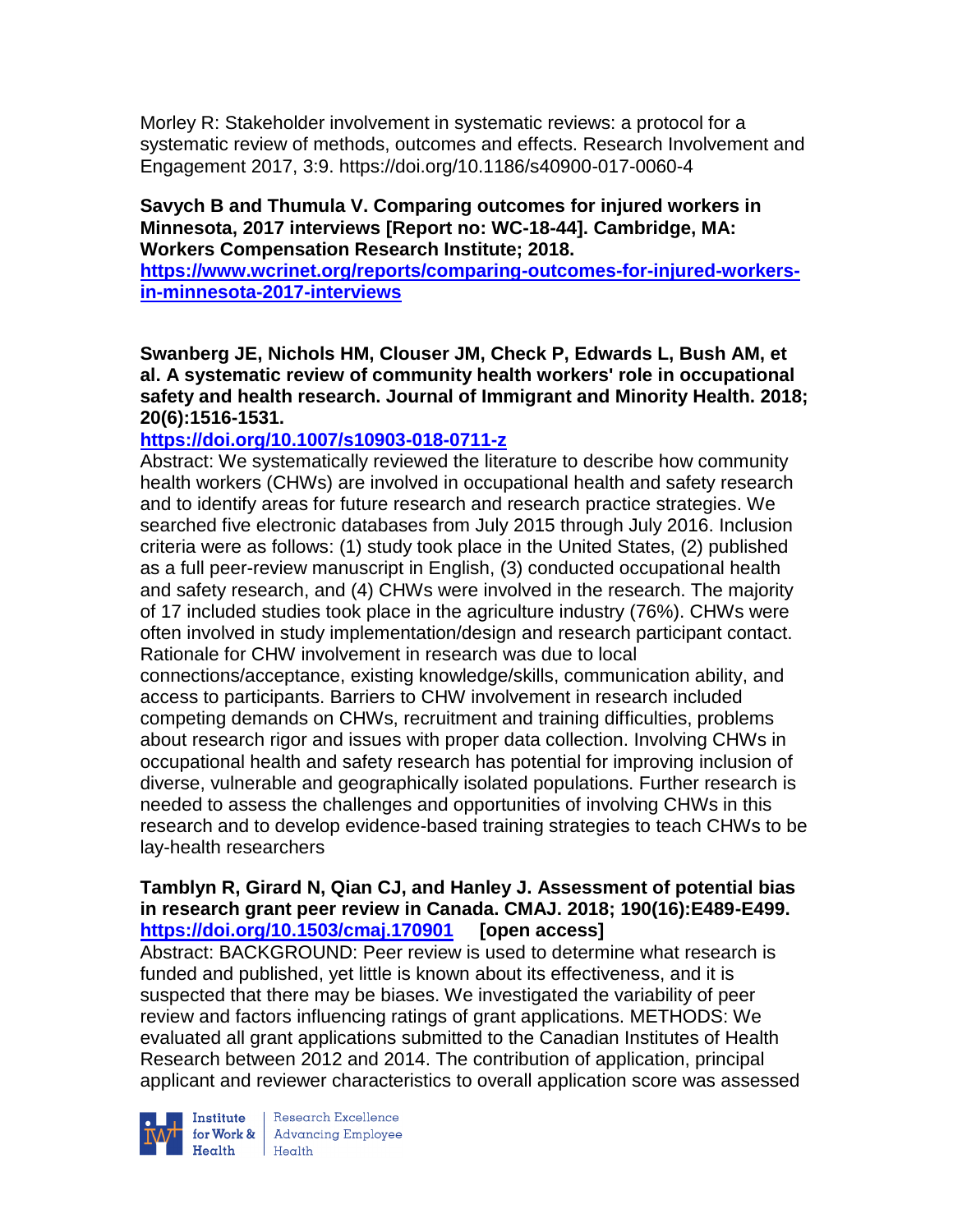Morley R: Stakeholder involvement in systematic reviews: a protocol for a systematic review of methods, outcomes and effects. Research Involvement and Engagement 2017, 3:9. https://doi.org/10.1186/s40900-017-0060-4

**Savych B and Thumula V. Comparing outcomes for injured workers in Minnesota, 2017 interviews [Report no: WC-18-44]. Cambridge, MA: Workers Compensation Research Institute; 2018.**
**https://www.wcrinet.org/reports/comparing-outcomes-for-injured-workers-in-minnesota-2017-interviews**

**Swanberg JE, Nichols HM, Clouser JM, Check P, Edwards L, Bush AM, et al. A systematic review of community health workers' role in occupational safety and health research. Journal of Immigrant and Minority Health. 2018; 20(6):1516-1531.**
**https://doi.org/10.1007/s10903-018-0711-z**
Abstract: We systematically reviewed the literature to describe how community health workers (CHWs) are involved in occupational health and safety research and to identify areas for future research and research practice strategies. We searched five electronic databases from July 2015 through July 2016. Inclusion criteria were as follows: (1) study took place in the United States, (2) published as a full peer-review manuscript in English, (3) conducted occupational health and safety research, and (4) CHWs were involved in the research. The majority of 17 included studies took place in the agriculture industry (76%). CHWs were often involved in study implementation/design and research participant contact. Rationale for CHW involvement in research was due to local connections/acceptance, existing knowledge/skills, communication ability, and access to participants. Barriers to CHW involvement in research included competing demands on CHWs, recruitment and training difficulties, problems about research rigor and issues with proper data collection. Involving CHWs in occupational health and safety research has potential for improving inclusion of diverse, vulnerable and geographically isolated populations. Further research is needed to assess the challenges and opportunities of involving CHWs in this research and to develop evidence-based training strategies to teach CHWs to be lay-health researchers

**Tamblyn R, Girard N, Qian CJ, and Hanley J. Assessment of potential bias in research grant peer review in Canada. CMAJ. 2018; 190(16):E489-E499.**
**https://doi.org/10.1503/cmaj.170901 [open access]**
Abstract: BACKGROUND: Peer review is used to determine what research is funded and published, yet little is known about its effectiveness, and it is suspected that there may be biases. We investigated the variability of peer review and factors influencing ratings of grant applications. METHODS: We evaluated all grant applications submitted to the Canadian Institutes of Health Research between 2012 and 2014. The contribution of application, principal applicant and reviewer characteristics to overall application score was assessed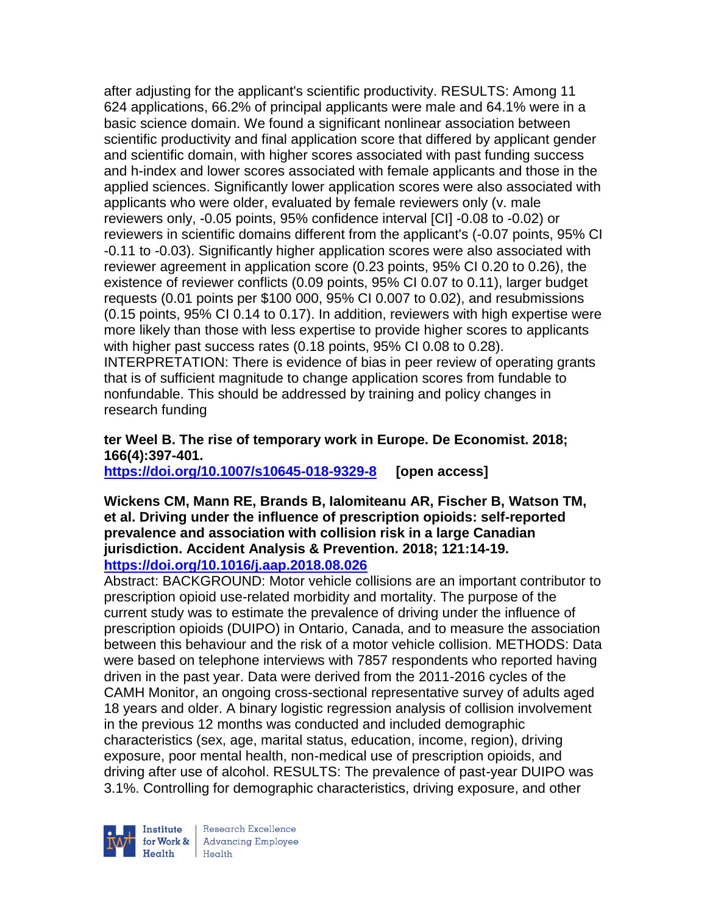after adjusting for the applicant's scientific productivity. RESULTS: Among 11 624 applications, 66.2% of principal applicants were male and 64.1% were in a basic science domain. We found a significant nonlinear association between scientific productivity and final application score that differed by applicant gender and scientific domain, with higher scores associated with past funding success and h-index and lower scores associated with female applicants and those in the applied sciences. Significantly lower application scores were also associated with applicants who were older, evaluated by female reviewers only (v. male reviewers only, -0.05 points, 95% confidence interval [CI] -0.08 to -0.02) or reviewers in scientific domains different from the applicant's (-0.07 points, 95% CI -0.11 to -0.03). Significantly higher application scores were also associated with reviewer agreement in application score (0.23 points, 95% CI 0.20 to 0.26), the existence of reviewer conflicts (0.09 points, 95% CI 0.07 to 0.11), larger budget requests (0.01 points per $100 000, 95% CI 0.007 to 0.02), and resubmissions (0.15 points, 95% CI 0.14 to 0.17). In addition, reviewers with high expertise were more likely than those with less expertise to provide higher scores to applicants with higher past success rates (0.18 points, 95% CI 0.08 to 0.28). INTERPRETATION: There is evidence of bias in peer review of operating grants that is of sufficient magnitude to change application scores from fundable to nonfundable. This should be addressed by training and policy changes in research funding

**ter Weel B. The rise of temporary work in Europe. De Economist. 2018; 166(4):397-401.**
**https://doi.org/10.1007/s10645-018-9329-8** **[open access]**

**Wickens CM, Mann RE, Brands B, Ialomiteanu AR, Fischer B, Watson TM, et al. Driving under the influence of prescription opioids: self-reported prevalence and association with collision risk in a large Canadian jurisdiction. Accident Analysis & Prevention. 2018; 121:14-19.**
**https://doi.org/10.1016/j.aap.2018.08.026**

Abstract: BACKGROUND: Motor vehicle collisions are an important contributor to prescription opioid use-related morbidity and mortality. The purpose of the current study was to estimate the prevalence of driving under the influence of prescription opioids (DUIPO) in Ontario, Canada, and to measure the association between this behaviour and the risk of a motor vehicle collision. METHODS: Data were based on telephone interviews with 7857 respondents who reported having driven in the past year. Data were derived from the 2011-2016 cycles of the CAMH Monitor, an ongoing cross-sectional representative survey of adults aged 18 years and older. A binary logistic regression analysis of collision involvement in the previous 12 months was conducted and included demographic characteristics (sex, age, marital status, education, income, region), driving exposure, poor mental health, non-medical use of prescription opioids, and driving after use of alcohol. RESULTS: The prevalence of past-year DUIPO was 3.1%. Controlling for demographic characteristics, driving exposure, and other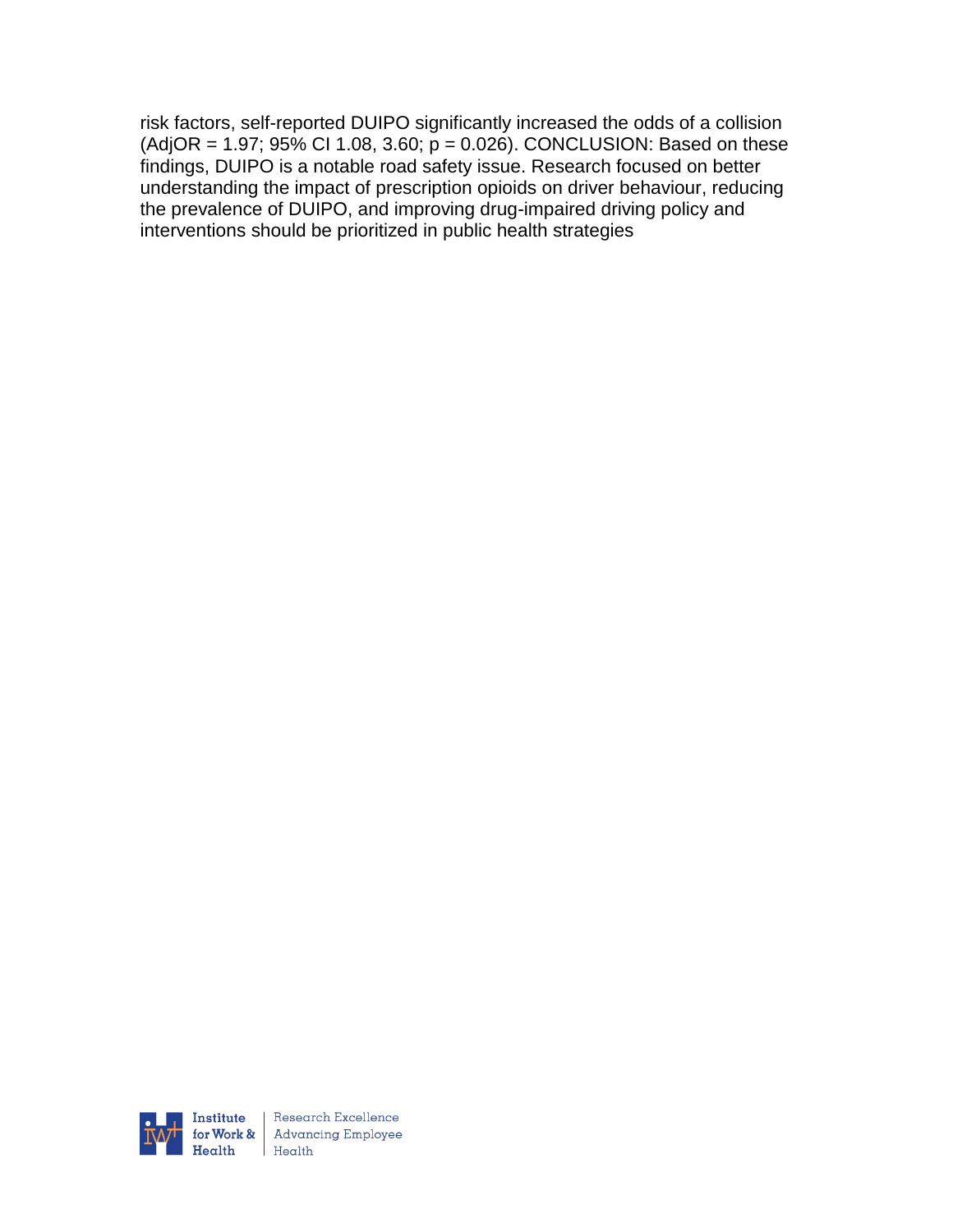risk factors, self-reported DUIPO significantly increased the odds of a collision (AdjOR = 1.97; 95% CI 1.08, 3.60; $p = 0.026$). CONCLUSION: Based on these findings, DUIPO is a notable road safety issue. Research focused on better understanding the impact of prescription opioids on driver behaviour, reducing the prevalence of DUIPO, and improving drug-impaired driving policy and interventions should be prioritized in public health strategies